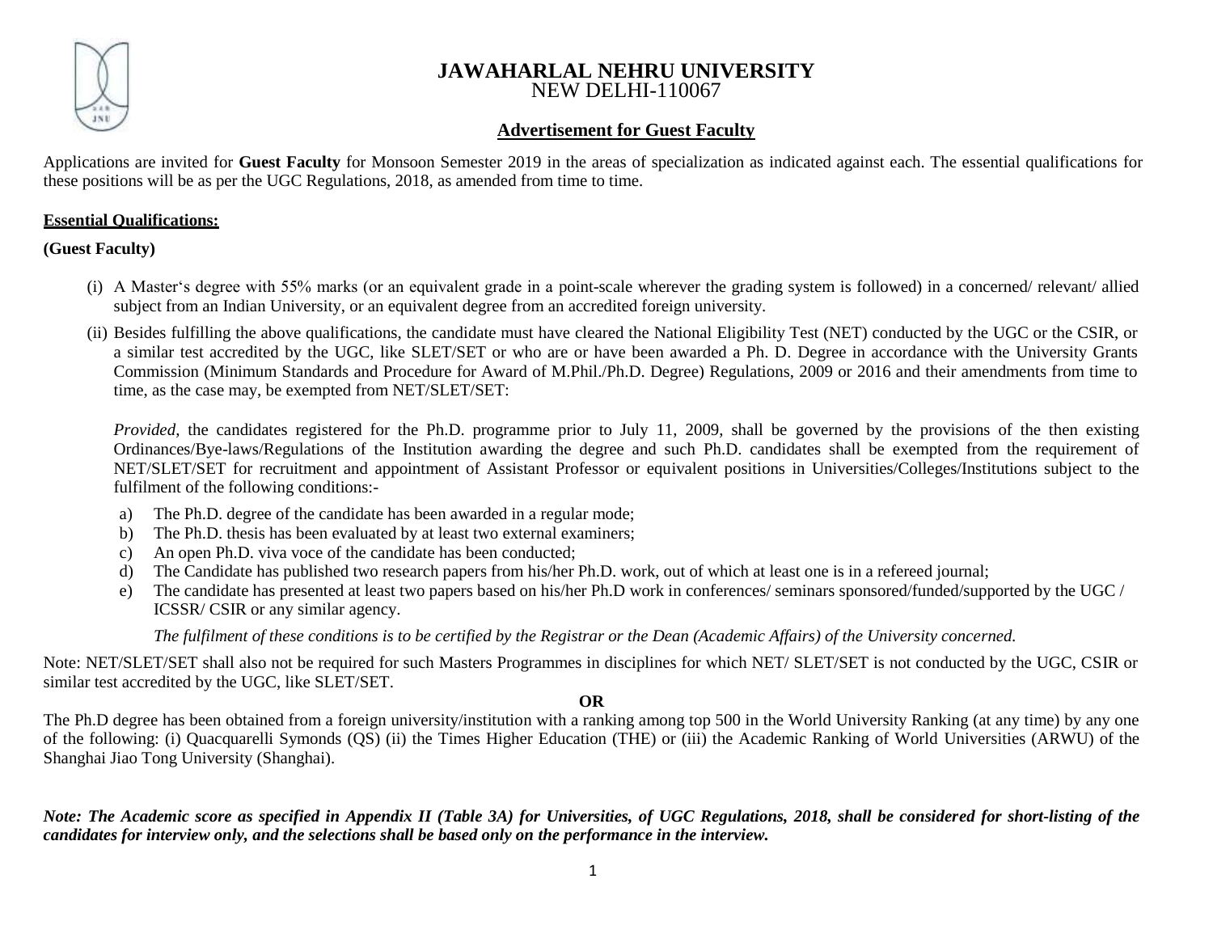# JAWAHARLAL NEHRU UNIVERSITY
NEW DELHI-110067

## Advertisement for Guest Faculty

Applications are invited for **Guest Faculty** for Monsoon Semester 2019 in the areas of specialization as indicated against each. The essential qualifications for these positions will be as per the UGC Regulations, 2018, as amended from time to time.

**Essential Qualifications:**

**(Guest Faculty)**

(i) A Master's degree with 55% marks (or an equivalent grade in a point-scale wherever the grading system is followed) in a concerned/ relevant/ allied subject from an Indian University, or an equivalent degree from an accredited foreign university.

(ii) Besides fulfilling the above qualifications, the candidate must have cleared the National Eligibility Test (NET) conducted by the UGC or the CSIR, or a similar test accredited by the UGC, like SLET/SET or who are or have been awarded a Ph. D. Degree in accordance with the University Grants Commission (Minimum Standards and Procedure for Award of M.Phil./Ph.D. Degree) Regulations, 2009 or 2016 and their amendments from time to time, as the case may, be exempted from NET/SLET/SET:

*Provided*, the candidates registered for the Ph.D. programme prior to July 11, 2009, shall be governed by the provisions of the then existing Ordinances/Bye-laws/Regulations of the Institution awarding the degree and such Ph.D. candidates shall be exempted from the requirement of NET/SLET/SET for recruitment and appointment of Assistant Professor or equivalent positions in Universities/Colleges/Institutions subject to the fulfilment of the following conditions:-

a) The Ph.D. degree of the candidate has been awarded in a regular mode;
b) The Ph.D. thesis has been evaluated by at least two external examiners;
c) An open Ph.D. viva voce of the candidate has been conducted;
d) The Candidate has published two research papers from his/her Ph.D. work, out of which at least one is in a refereed journal;
e) The candidate has presented at least two papers based on his/her Ph.D work in conferences/ seminars sponsored/funded/supported by the UGC / ICSSR/ CSIR or any similar agency.

*The fulfilment of these conditions is to be certified by the Registrar or the Dean (Academic Affairs) of the University concerned.*

Note: NET/SLET/SET shall also not be required for such Masters Programmes in disciplines for which NET/ SLET/SET is not conducted by the UGC, CSIR or similar test accredited by the UGC, like SLET/SET.

**OR**

The Ph.D degree has been obtained from a foreign university/institution with a ranking among top 500 in the World University Ranking (at any time) by any one of the following: (i) Quacquarelli Symonds (QS) (ii) the Times Higher Education (THE) or (iii) the Academic Ranking of World Universities (ARWU) of the Shanghai Jiao Tong University (Shanghai).

***Note: The Academic score as specified in Appendix II (Table 3A) for Universities, of UGC Regulations, 2018, shall be considered for short-listing of the candidates for interview only, and the selections shall be based only on the performance in the interview.***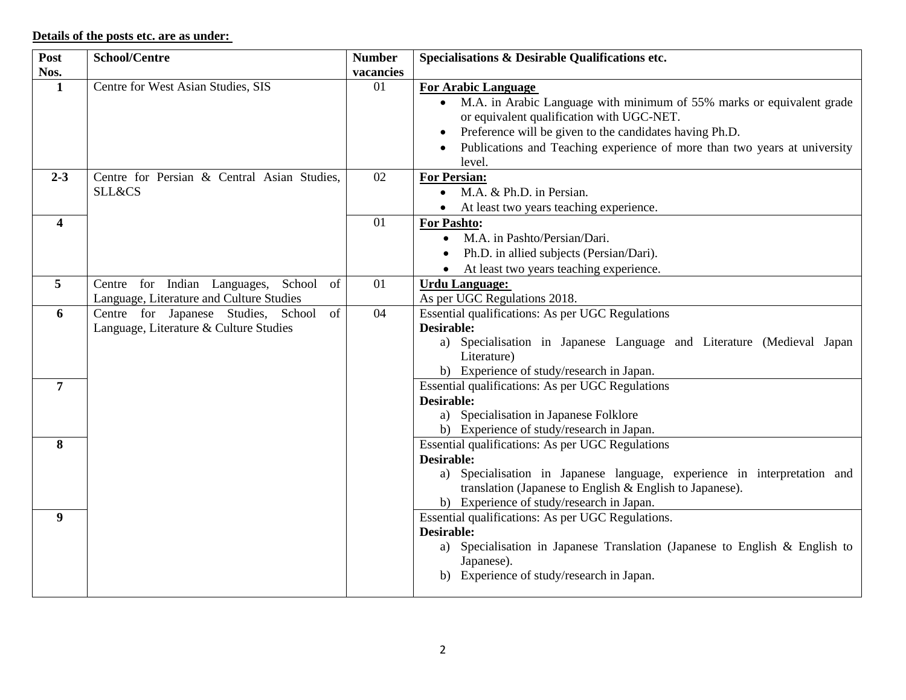**Details of the posts etc. are as under:**

| Post Nos. | School/Centre | Number vacancies | Specialisations & Desirable Qualifications etc. |
|---|---|---|---|
| 1 | Centre for West Asian Studies, SIS | 01 | **For Arabic Language**<br>• M.A. in Arabic Language with minimum of 55% marks or equivalent grade or equivalent qualification with UGC-NET.<br>• Preference will be given to the candidates having Ph.D.<br>• Publications and Teaching experience of more than two years at university level. |
| 2-3 | Centre for Persian & Central Asian Studies, SLL&CS | 02 | **For Persian:**<br>• M.A. & Ph.D. in Persian.<br>• At least two years teaching experience. |
| 4 | | 01 | **For Pashto:**<br>• M.A. in Pashto/Persian/Dari.<br>• Ph.D. in allied subjects (Persian/Dari).<br>• At least two years teaching experience. |
| 5 | Centre for Indian Languages, School of Language, Literature and Culture Studies | 01 | **Urdu Language:**<br>As per UGC Regulations 2018. |
| 6 | Centre for Japanese Studies, School of Language, Literature & Culture Studies | 04 | Essential qualifications: As per UGC Regulations<br>**Desirable:**<br>a) Specialisation in Japanese Language and Literature (Medieval Japan Literature)<br>b) Experience of study/research in Japan. |
| 7 | | | Essential qualifications: As per UGC Regulations<br>**Desirable:**<br>a) Specialisation in Japanese Folklore<br>b) Experience of study/research in Japan. |
| 8 | | | Essential qualifications: As per UGC Regulations<br>**Desirable:**<br>a) Specialisation in Japanese language, experience in interpretation and translation (Japanese to English & English to Japanese).<br>b) Experience of study/research in Japan. |
| 9 | | | Essential qualifications: As per UGC Regulations.<br>**Desirable:**<br>a) Specialisation in Japanese Translation (Japanese to English & English to Japanese).<br>b) Experience of study/research in Japan. |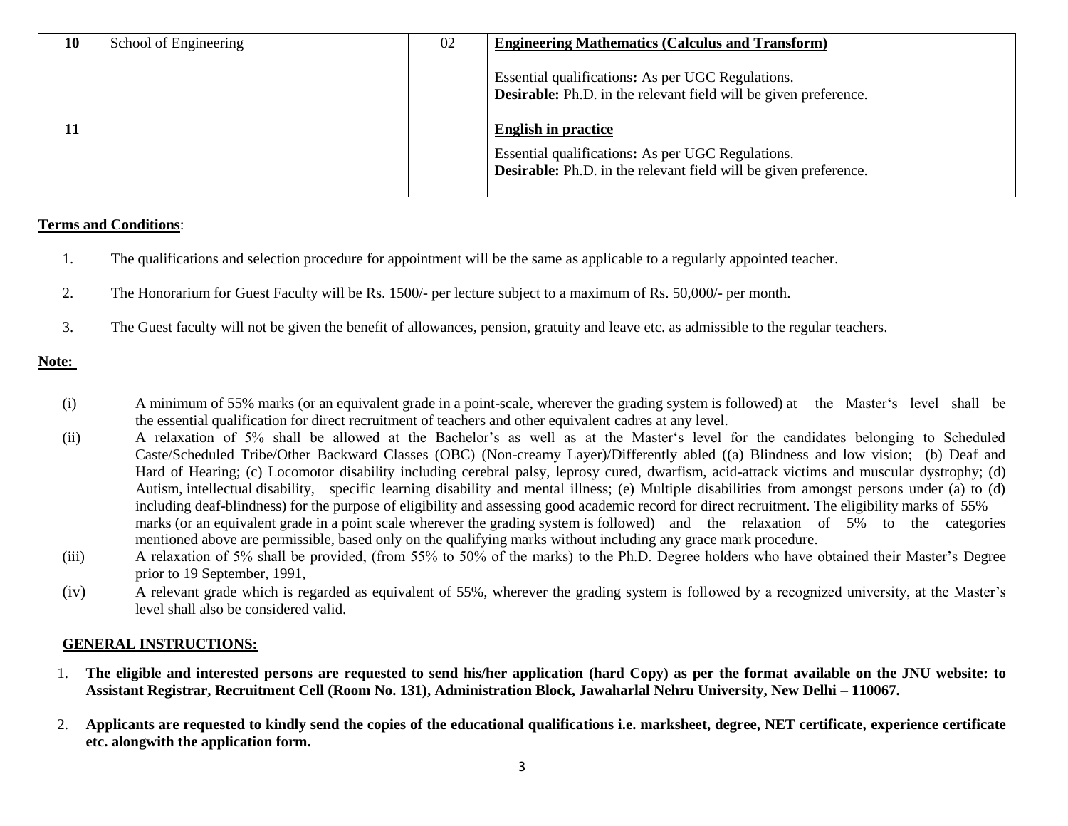| 10 | School of Engineering | 02 | **Engineering Mathematics (Calculus and Transform)**<br><br>Essential qualifications**:** As per UGC Regulations.<br>**Desirable:** Ph.D. in the relevant field will be given preference. |
|---|---|---|---|
| 11 | | | **English in practice**<br><br>Essential qualifications**:** As per UGC Regulations.<br>**Desirable:** Ph.D. in the relevant field will be given preference. |

**Terms and Conditions**:

1. The qualifications and selection procedure for appointment will be the same as applicable to a regularly appointed teacher.
2. The Honorarium for Guest Faculty will be Rs. 1500/- per lecture subject to a maximum of Rs. 50,000/- per month.
3. The Guest faculty will not be given the benefit of allowances, pension, gratuity and leave etc. as admissible to the regular teachers.

**Note:**

(i) A minimum of 55% marks (or an equivalent grade in a point-scale, wherever the grading system is followed) at the Master's level shall be the essential qualification for direct recruitment of teachers and other equivalent cadres at any level.

(ii) A relaxation of 5% shall be allowed at the Bachelor's as well as at the Master's level for the candidates belonging to Scheduled Caste/Scheduled Tribe/Other Backward Classes (OBC) (Non-creamy Layer)/Differently abled ((a) Blindness and low vision; (b) Deaf and Hard of Hearing; (c) Locomotor disability including cerebral palsy, leprosy cured, dwarfism, acid-attack victims and muscular dystrophy; (d) Autism, intellectual disability, specific learning disability and mental illness; (e) Multiple disabilities from amongst persons under (a) to (d) including deaf-blindness) for the purpose of eligibility and assessing good academic record for direct recruitment. The eligibility marks of 55% marks (or an equivalent grade in a point scale wherever the grading system is followed) and the relaxation of 5% to the categories mentioned above are permissible, based only on the qualifying marks without including any grace mark procedure.

(iii) A relaxation of 5% shall be provided, (from 55% to 50% of the marks) to the Ph.D. Degree holders who have obtained their Master's Degree prior to 19 September, 1991,

(iv) A relevant grade which is regarded as equivalent of 55%, wherever the grading system is followed by a recognized university, at the Master's level shall also be considered valid.

**GENERAL INSTRUCTIONS:**

1. **The eligible and interested persons are requested to send his/her application (hard Copy) as per the format available on the JNU website: to Assistant Registrar, Recruitment Cell (Room No. 131), Administration Block, Jawaharlal Nehru University, New Delhi – 110067.**
2. **Applicants are requested to kindly send the copies of the educational qualifications i.e. marksheet, degree, NET certificate, experience certificate etc. alongwith the application form.**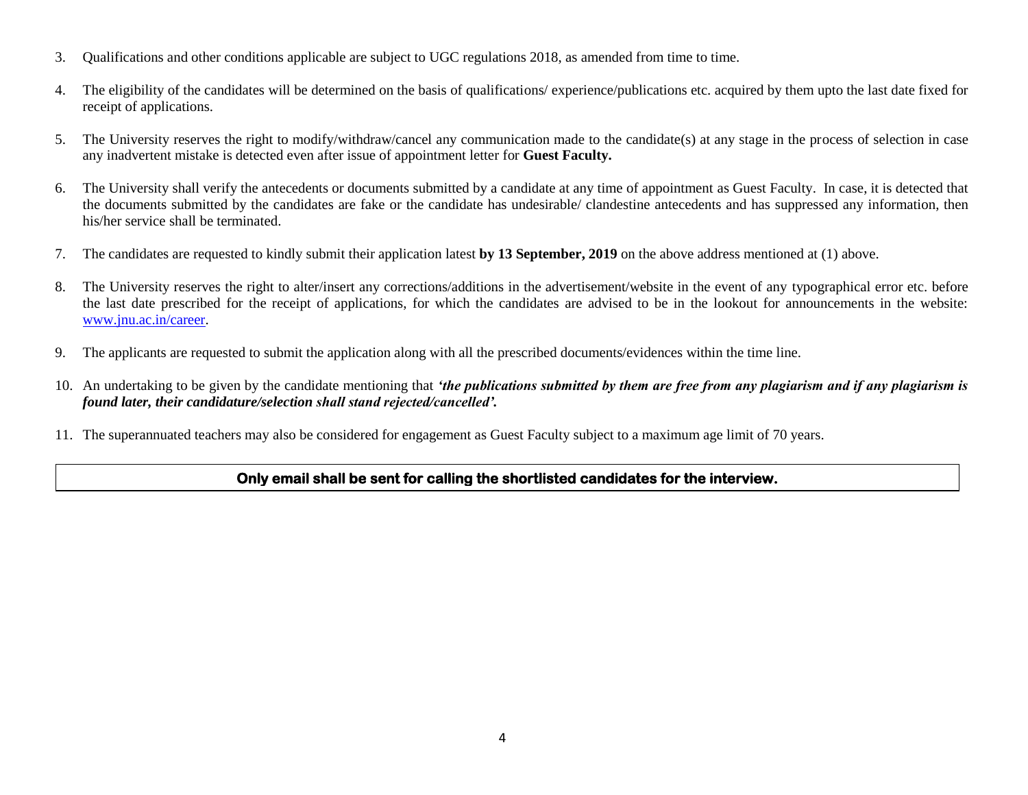3. Qualifications and other conditions applicable are subject to UGC regulations 2018, as amended from time to time.

4. The eligibility of the candidates will be determined on the basis of qualifications/ experience/publications etc. acquired by them upto the last date fixed for receipt of applications.

5. The University reserves the right to modify/withdraw/cancel any communication made to the candidate(s) at any stage in the process of selection in case any inadvertent mistake is detected even after issue of appointment letter for **Guest Faculty.**

6. The University shall verify the antecedents or documents submitted by a candidate at any time of appointment as Guest Faculty. In case, it is detected that the documents submitted by the candidates are fake or the candidate has undesirable/ clandestine antecedents and has suppressed any information, then his/her service shall be terminated.

7. The candidates are requested to kindly submit their application latest **by 13 September, 2019** on the above address mentioned at (1) above.

8. The University reserves the right to alter/insert any corrections/additions in the advertisement/website in the event of any typographical error etc. before the last date prescribed for the receipt of applications, for which the candidates are advised to be in the lookout for announcements in the website: www.jnu.ac.in/career.

9. The applicants are requested to submit the application along with all the prescribed documents/evidences within the time line.

10. An undertaking to be given by the candidate mentioning that ***'the publications submitted by them are free from any plagiarism and if any plagiarism is found later, their candidature/selection shall stand rejected/cancelled'.***

11. The superannuated teachers may also be considered for engagement as Guest Faculty subject to a maximum age limit of 70 years.

**Only email shall be sent for calling the shortlisted candidates for the interview.**